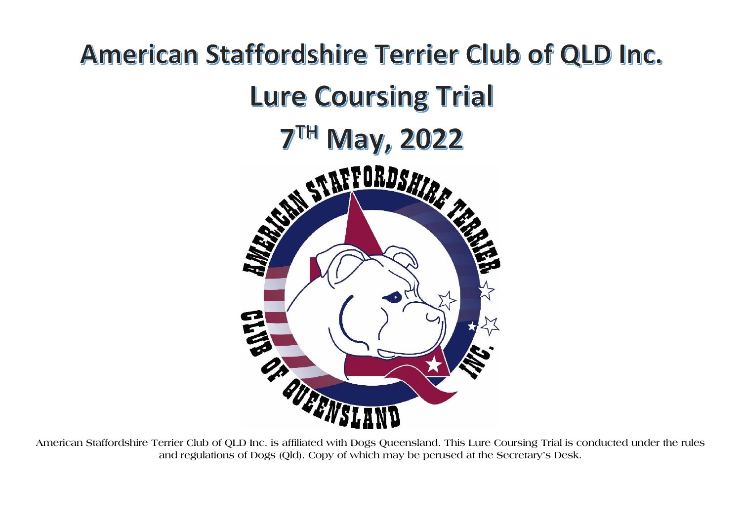# American Staffordshire Terrier Club of QLD Inc.

# Lure Coursing Trial

# 7TH May, 2022

American Staffordshire Terrier Club of QLD Inc. is affiliated with Dogs Queensland. This Lure Coursing Trial is conducted under the rules and regulations of Dogs (Qld). Copy of which may be perused at the Secretary's Desk.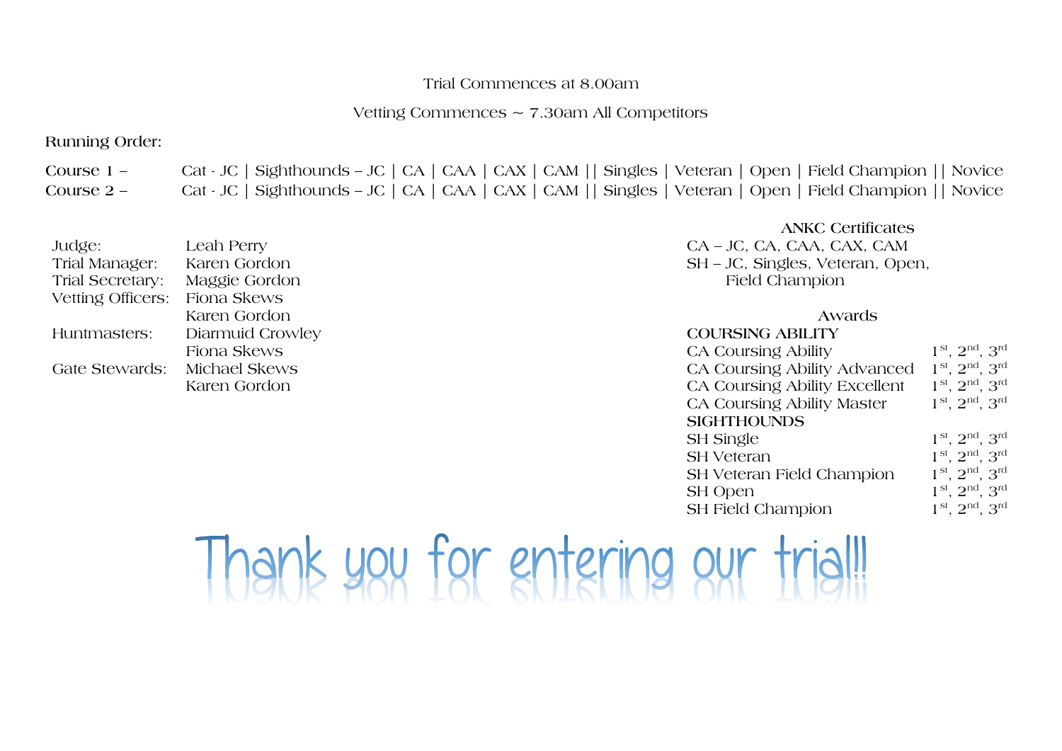Trial Commences at 8.00am

Vetting Commences ~ 7.30am All Competitors

Running Order:

Course 1 – Cat - JC | Sighthounds – JC | CA | CAA | CAX | CAM || Singles | Veteran | Open | Field Champion || Novice

Course 2 – Cat - JC | Sighthounds – JC | CA | CAA | CAX | CAM || Singles | Veteran | Open | Field Champion || Novice

| | |
|---|---|
| Judge: | Leah Perry |
| Trial Manager: | Karen Gordon |
| Trial Secretary: | Maggie Gordon |
| Vetting Officers: | Fiona Skews |
| | Karen Gordon |
| Huntmasters: | Diarmuid Crowley |
| | Fiona Skews |
| Gate Stewards: | Michael Skews |
| | Karen Gordon |

### ANKC Certificates

CA – JC, CA, CAA, CAX, CAM

SH – JC, Singles, Veteran, Open, Field Champion

### Awards

| | |
|---|---|
| **COURSING ABILITY** | |
| CA Coursing Ability | 1st, 2nd, 3rd |
| CA Coursing Ability Advanced | 1st, 2nd, 3rd |
| CA Coursing Ability Excellent | 1st, 2nd, 3rd |
| CA Coursing Ability Master | 1st, 2nd, 3rd |
| **SIGHTHOUNDS** | |
| SH Single | 1st, 2nd, 3rd |
| SH Veteran | 1st, 2nd, 3rd |
| SH Veteran Field Champion | 1st, 2nd, 3rd |
| SH Open | 1st, 2nd, 3rd |
| SH Field Champion | 1st, 2nd, 3rd |

# Thank you for entering our trial!!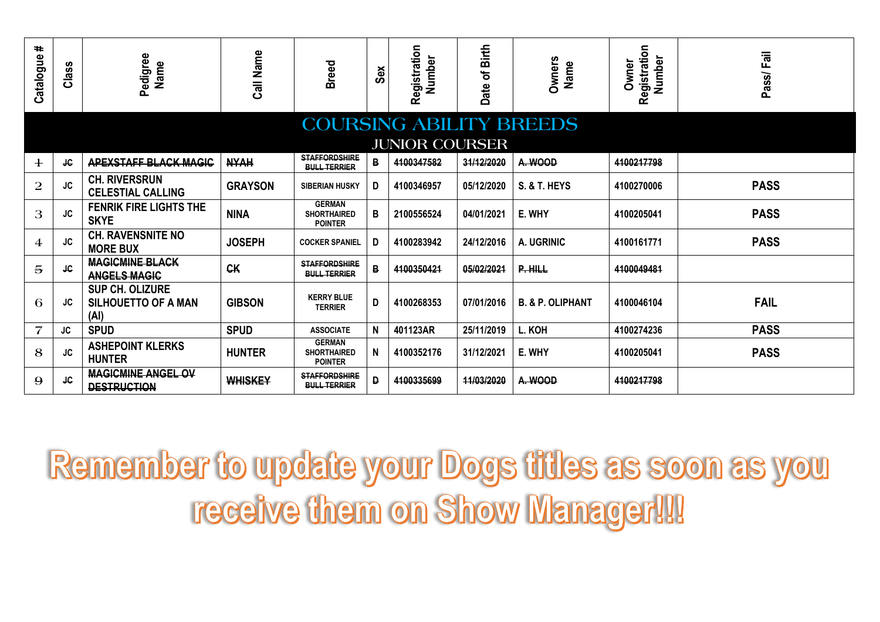| Catalogue # | Class | Pedigree Name | Call Name | Breed | Sex | Registration Number | Date of Birth | Owners Name | Owner Registration Number | Pass/ Fail |
|---|---|---|---|---|---|---|---|---|---|---|
| **COURSING ABILITY BREEDS** | | | | | | | | | | |
| **JUNIOR COURSER** | | | | | | | | | | |
| ~~1~~ | ~~JC~~ | ~~APEXSTAFF BLACK MAGIC~~ | ~~NYAH~~ | ~~STAFFORDSHIRE BULL TERRIER~~ | ~~B~~ | ~~4100347582~~ | ~~31/12/2020~~ | ~~A. WOOD~~ | ~~4100217798~~ | |
| 2 | JC | CH. RIVERSRUN CELESTIAL CALLING | GRAYSON | SIBERIAN HUSKY | D | 4100346957 | 05/12/2020 | S. & T. HEYS | 4100270006 | PASS |
| 3 | JC | FENRIK FIRE LIGHTS THE SKYE | NINA | GERMAN SHORTHAIRED POINTER | B | 2100556524 | 04/01/2021 | E. WHY | 4100205041 | PASS |
| 4 | JC | CH. RAVENSNITE NO MORE BUX | JOSEPH | COCKER SPANIEL | D | 4100283942 | 24/12/2016 | A. UGRINIC | 4100161771 | PASS |
| ~~5~~ | ~~JC~~ | ~~MAGICMINE BLACK ANGELS MAGIC~~ | ~~CK~~ | ~~STAFFORDSHIRE BULL TERRIER~~ | ~~B~~ | ~~4100350421~~ | ~~05/02/2021~~ | ~~P. HILL~~ | ~~4100049481~~ | |
| 6 | JC | SUP CH. OLIZURE SILHOUETTO OF A MAN (AI) | GIBSON | KERRY BLUE TERRIER | D | 4100268353 | 07/01/2016 | B. & P. OLIPHANT | 4100046104 | FAIL |
| 7 | JC | SPUD | SPUD | ASSOCIATE | N | 401123AR | 25/11/2019 | L. KOH | 4100274236 | PASS |
| 8 | JC | ASHEPOINT KLERKS HUNTER | HUNTER | GERMAN SHORTHAIRED POINTER | N | 4100352176 | 31/12/2021 | E. WHY | 4100205041 | PASS |
| ~~9~~ | ~~JC~~ | ~~MAGICMINE ANGEL OV DESTRUCTION~~ | ~~WHISKEY~~ | ~~STAFFORDSHIRE BULL TERRIER~~ | ~~D~~ | ~~4100335699~~ | ~~11/03/2020~~ | ~~A. WOOD~~ | ~~4100217798~~ | |

**Remember to update your Dogs titles as soon as you receive them on Show Manager!!!**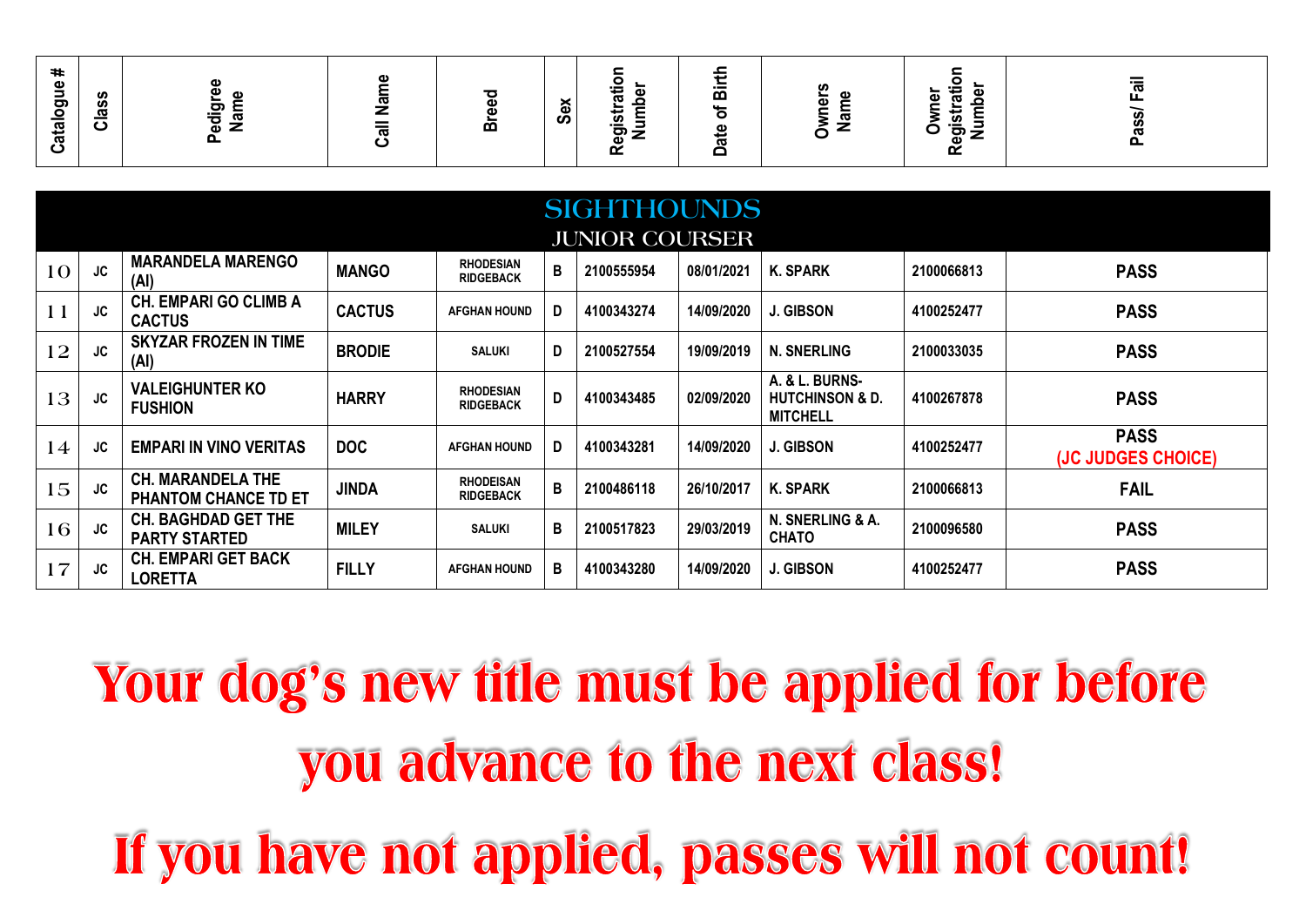| Catalogue # | Class | Pedigree Name | Call Name | Breed | Sex | Registration Number | Date of Birth | Owners Name | Owner Registration Number | Pass/ Fail |
|---|---|---|---|---|---|---|---|---|---|---|
| **SIGHTHOUNDS** | | | | | | | | | | |
| **JUNIOR COURSER** | | | | | | | | | | |
| 10 | JC | MARANDELA MARENGO (AI) | MANGO | RHODESIAN RIDGEBACK | B | 2100555954 | 08/01/2021 | K. SPARK | 2100066813 | PASS |
| 11 | JC | CH. EMPARI GO CLIMB A CACTUS | CACTUS | AFGHAN HOUND | D | 4100343274 | 14/09/2020 | J. GIBSON | 4100252477 | PASS |
| 12 | JC | SKYZAR FROZEN IN TIME (AI) | BRODIE | SALUKI | D | 2100527554 | 19/09/2019 | N. SNERLING | 2100033035 | PASS |
| 13 | JC | VALEIGHUNTER KO FUSHION | HARRY | RHODESIAN RIDGEBACK | D | 4100343485 | 02/09/2020 | A. & L. BURNS-HUTCHINSON & D. MITCHELL | 4100267878 | PASS |
| 14 | JC | EMPARI IN VINO VERITAS | DOC | AFGHAN HOUND | D | 4100343281 | 14/09/2020 | J. GIBSON | 4100252477 | PASS (JC JUDGES CHOICE) |
| 15 | JC | CH. MARANDELA THE PHANTOM CHANCE TD ET | JINDA | RHODEISAN RIDGEBACK | B | 2100486118 | 26/10/2017 | K. SPARK | 2100066813 | FAIL |
| 16 | JC | CH. BAGHDAD GET THE PARTY STARTED | MILEY | SALUKI | B | 2100517823 | 29/03/2019 | N. SNERLING & A. CHATO | 2100096580 | PASS |
| 17 | JC | CH. EMPARI GET BACK LORETTA | FILLY | AFGHAN HOUND | B | 4100343280 | 14/09/2020 | J. GIBSON | 4100252477 | PASS |

**Your dog's new title must be applied for before you advance to the next class!**

**If you have not applied, passes will not count!**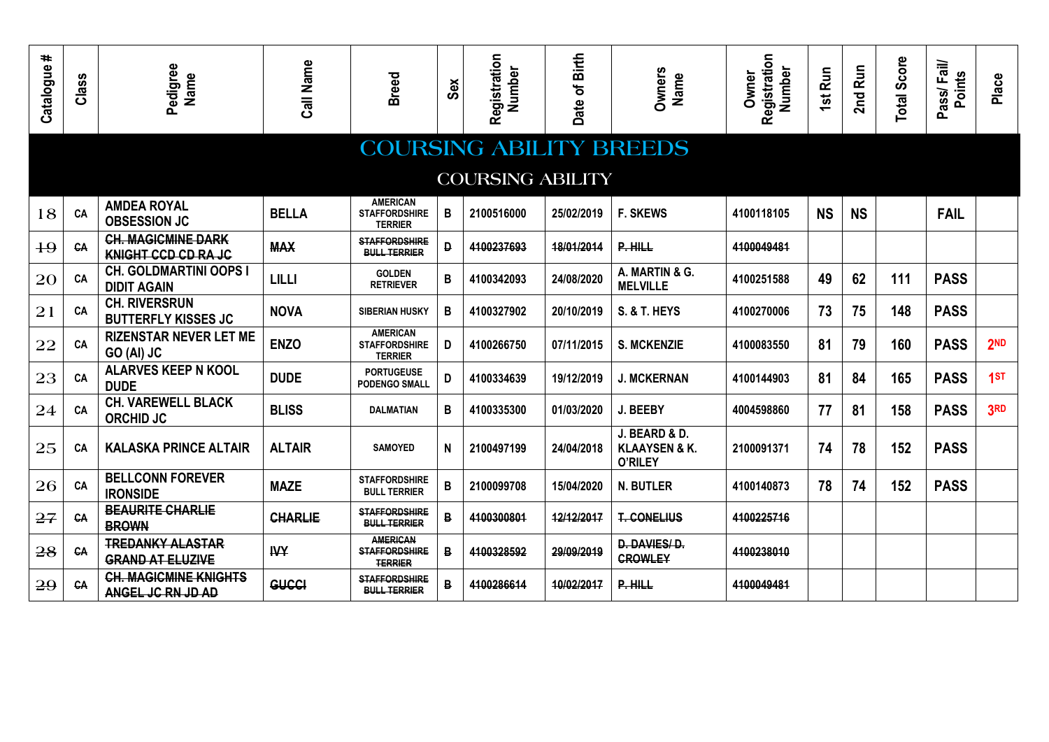| Catalogue # | Class | Pedigree Name | Call Name | Breed | Sex | Registration Number | Date of Birth | Owners Name | Owner Registration Number | 1st Run | 2nd Run | Total Score | Pass/ Fail/ Points | Place |
|---|---|---|---|---|---|---|---|---|---|---|---|---|---|---|
| **COURSING ABILITY BREEDS** | | | | | | | | | | | | | | |
| **COURSING ABILITY** | | | | | | | | | | | | | | |
| 18 | CA | AMDEA ROYAL OBSESSION JC | BELLA | AMERICAN STAFFORDSHIRE TERRIER | B | 2100516000 | 25/02/2019 | F. SKEWS | 4100118105 | NS | NS | | FAIL | |
| ~~19~~ | ~~CA~~ | ~~CH. MAGICMINE DARK KNIGHT CCD CD RA JC~~ | ~~MAX~~ | ~~STAFFORDSHIRE BULL TERRIER~~ | ~~D~~ | ~~4100237693~~ | ~~18/01/2014~~ | ~~P. HILL~~ | ~~4100049481~~ | | | | | |
| 20 | CA | CH. GOLDMARTINI OOPS I DIDIT AGAIN | LILLI | GOLDEN RETRIEVER | B | 4100342093 | 24/08/2020 | A. MARTIN & G. MELVILLE | 4100251588 | 49 | 62 | 111 | PASS | |
| 21 | CA | CH. RIVERSRUN BUTTERFLY KISSES JC | NOVA | SIBERIAN HUSKY | B | 4100327902 | 20/10/2019 | S. & T. HEYS | 4100270006 | 73 | 75 | 148 | PASS | |
| 22 | CA | RIZENSTAR NEVER LET ME GO (AI) JC | ENZO | AMERICAN STAFFORDSHIRE TERRIER | D | 4100266750 | 07/11/2015 | S. MCKENZIE | 4100083550 | 81 | 79 | 160 | PASS | 2ND |
| 23 | CA | ALARVES KEEP N KOOL DUDE | DUDE | PORTUGEUSE PODENGO SMALL | D | 4100334639 | 19/12/2019 | J. MCKERNAN | 4100144903 | 81 | 84 | 165 | PASS | 1ST |
| 24 | CA | CH. VAREWELL BLACK ORCHID JC | BLISS | DALMATIAN | B | 4100335300 | 01/03/2020 | J. BEEBY | 4004598860 | 77 | 81 | 158 | PASS | 3RD |
| 25 | CA | KALASKA PRINCE ALTAIR | ALTAIR | SAMOYED | N | 2100497199 | 24/04/2018 | J. BEARD & D. KLAAYSEN & K. O'RILEY | 2100091371 | 74 | 78 | 152 | PASS | |
| 26 | CA | BELLCONN FOREVER IRONSIDE | MAZE | STAFFORDSHIRE BULL TERRIER | B | 2100099708 | 15/04/2020 | N. BUTLER | 4100140873 | 78 | 74 | 152 | PASS | |
| ~~27~~ | ~~CA~~ | ~~BEAURITE CHARLIE BROWN~~ | ~~CHARLIE~~ | ~~STAFFORDSHIRE BULL TERRIER~~ | ~~B~~ | ~~4100300801~~ | ~~12/12/2017~~ | ~~T. CONELIUS~~ | ~~4100225716~~ | | | | | |
| ~~28~~ | ~~CA~~ | ~~TREDANKY ALASTAR GRAND AT ELUZIVE~~ | ~~IVY~~ | ~~AMERICAN STAFFORDSHIRE TERRIER~~ | ~~B~~ | ~~4100328592~~ | ~~29/09/2019~~ | ~~D. DAVIES/ D. CROWLEY~~ | ~~4100238010~~ | | | | | |
| ~~29~~ | ~~CA~~ | ~~CH. MAGICMINE KNIGHTS ANGEL JC RN JD AD~~ | ~~GUCCI~~ | ~~STAFFORDSHIRE BULL TERRIER~~ | ~~B~~ | ~~4100286614~~ | ~~10/02/2017~~ | ~~P. HILL~~ | ~~4100049481~~ | | | | | |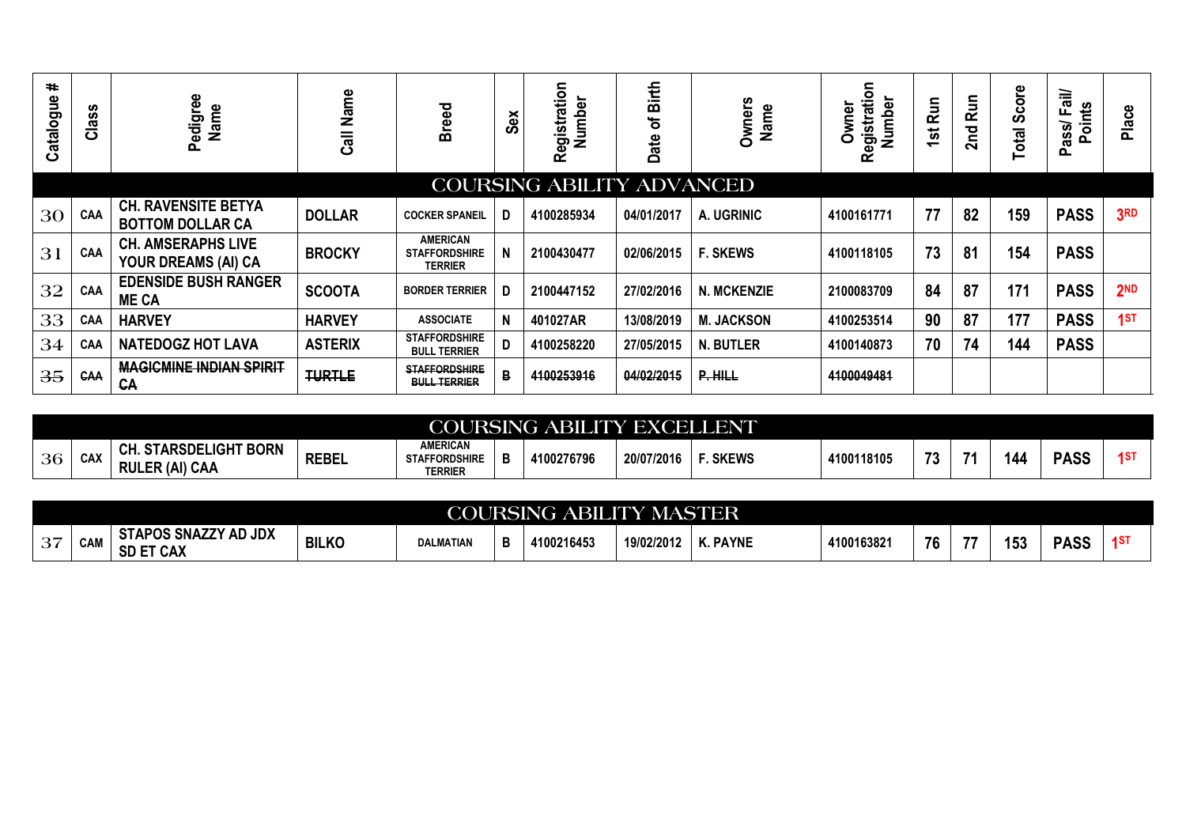| Catalogue # | Class | Pedigree Name | Call Name | Breed | Sex | Registration Number | Date of Birth | Owners Name | Owner Registration Number | 1st Run | 2nd Run | Total Score | Pass/ Fail/ Points | Place |
|---|---|---|---|---|---|---|---|---|---|---|---|---|---|---|
| **COURSING ABILITY ADVANCED** | | | | | | | | | | | | | | |
| 30 | CAA | CH. RAVENSITE BETYA BOTTOM DOLLAR CA | DOLLAR | COCKER SPANEIL | D | 4100285934 | 04/01/2017 | A. UGRINIC | 4100161771 | 77 | 82 | 159 | PASS | 3RD |
| 31 | CAA | CH. AMSERAPHS LIVE YOUR DREAMS (AI) CA | BROCKY | AMERICAN STAFFORDSHIRE TERRIER | N | 2100430477 | 02/06/2015 | F. SKEWS | 4100118105 | 73 | 81 | 154 | PASS | |
| 32 | CAA | EDENSIDE BUSH RANGER ME CA | SCOOTA | BORDER TERRIER | D | 2100447152 | 27/02/2016 | N. MCKENZIE | 2100083709 | 84 | 87 | 171 | PASS | 2ND |
| 33 | CAA | HARVEY | HARVEY | ASSOCIATE | N | 401027AR | 13/08/2019 | M. JACKSON | 4100253514 | 90 | 87 | 177 | PASS | 1ST |
| 34 | CAA | NATEDOGZ HOT LAVA | ASTERIX | STAFFORDSHIRE BULL TERRIER | D | 4100258220 | 27/05/2015 | N. BUTLER | 4100140873 | 70 | 74 | 144 | PASS | |
| 35 | ~~CAA~~ | ~~MAGICMINE INDIAN SPIRIT CA~~ | ~~TURTLE~~ | ~~STAFFORDSHIRE BULL TERRIER~~ | ~~B~~ | ~~4100253916~~ | ~~04/02/2015~~ | ~~P. HILL~~ | ~~4100049481~~ | | | | | |

| Catalogue # | Class | Pedigree Name | Call Name | Breed | Sex | Registration Number | Date of Birth | Owners Name | Owner Registration Number | 1st Run | 2nd Run | Total Score | Pass/ Fail/ Points | Place |
|---|---|---|---|---|---|---|---|---|---|---|---|---|---|---|
| **COURSING ABILITY EXCELLENT** | | | | | | | | | | | | | | |
| 36 | CAX | CH. STARSDELIGHT BORN RULER (AI) CAA | REBEL | AMERICAN STAFFORDSHIRE TERRIER | B | 4100276796 | 20/07/2016 | F. SKEWS | 4100118105 | 73 | 71 | 144 | PASS | 1ST |

| Catalogue # | Class | Pedigree Name | Call Name | Breed | Sex | Registration Number | Date of Birth | Owners Name | Owner Registration Number | 1st Run | 2nd Run | Total Score | Pass/ Fail/ Points | Place |
|---|---|---|---|---|---|---|---|---|---|---|---|---|---|---|
| **COURSING ABILITY MASTER** | | | | | | | | | | | | | | |
| 37 | CAM | STAPOS SNAZZY AD JDX SD ET CAX | BILKO | DALMATIAN | B | 4100216453 | 19/02/2012 | K. PAYNE | 4100163821 | 76 | 77 | 153 | PASS | 1ST |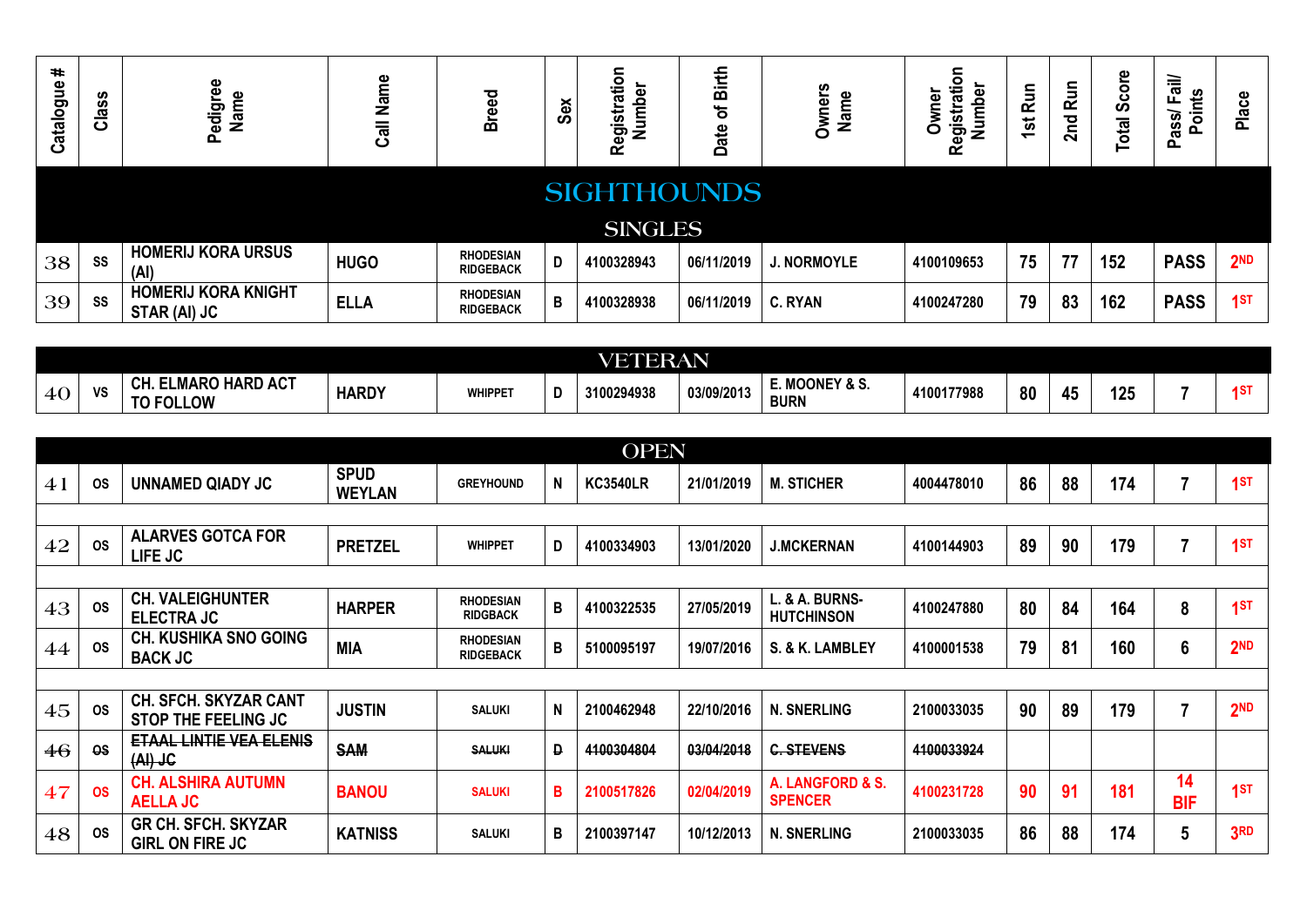| Catalogue # | Class | Pedigree Name | Call Name | Breed | Sex | Registration Number | Date of Birth | Owners Name | Owner Registration Number | 1st Run | 2nd Run | Total Score | Pass/ Fail/ Points | Place |
|---|---|---|---|---|---|---|---|---|---|---|---|---|---|---|
| **SIGHTHOUNDS** | | | | | | | | | | | | | | |
| **SINGLES** | | | | | | | | | | | | | | |
| 38 | SS | HOMERIJ KORA URSUS (AI) | HUGO | RHODESIAN RIDGEBACK | D | 4100328943 | 06/11/2019 | J. NORMOYLE | 4100109653 | 75 | 77 | 152 | PASS | 2ND |
| 39 | SS | HOMERIJ KORA KNIGHT STAR (AI) JC | ELLA | RHODESIAN RIDGEBACK | B | 4100328938 | 06/11/2019 | C. RYAN | 4100247280 | 79 | 83 | 162 | PASS | 1ST |
| **VETERAN** | | | | | | | | | | | | | | |
| 40 | VS | CH. ELMARO HARD ACT TO FOLLOW | HARDY | WHIPPET | D | 3100294938 | 03/09/2013 | E. MOONEY & S. BURN | 4100177988 | 80 | 45 | 125 | 7 | 1ST |
| **OPEN** | | | | | | | | | | | | | | |
| 41 | OS | UNNAMED QIADY JC | SPUD WEYLAN | GREYHOUND | N | KC3540LR | 21/01/2019 | M. STICHER | 4004478010 | 86 | 88 | 174 | 7 | 1ST |
| 42 | OS | ALARVES GOTCA FOR LIFE JC | PRETZEL | WHIPPET | D | 4100334903 | 13/01/2020 | J.MCKERNAN | 4100144903 | 89 | 90 | 179 | 7 | 1ST |
| 43 | OS | CH. VALEIGHUNTER ELECTRA JC | HARPER | RHODESIAN RIDGBACK | B | 4100322535 | 27/05/2019 | L. & A. BURNS-HUTCHINSON | 4100247880 | 80 | 84 | 164 | 8 | 1ST |
| 44 | OS | CH. KUSHIKA SNO GOING BACK JC | MIA | RHODESIAN RIDGEBACK | B | 5100095197 | 19/07/2016 | S. & K. LAMBLEY | 4100001538 | 79 | 81 | 160 | 6 | 2ND |
| 45 | OS | CH. SFCH. SKYZAR CANT STOP THE FEELING JC | JUSTIN | SALUKI | N | 2100462948 | 22/10/2016 | N. SNERLING | 2100033035 | 90 | 89 | 179 | 7 | 2ND |
| 46 | ~~OS~~ | ~~ETAAL LINTIE VEA ELENIS (AI) JC~~ | ~~SAM~~ | ~~SALUKI~~ | ~~D~~ | ~~4100304804~~ | ~~03/04/2018~~ | ~~C. STEVENS~~ | ~~4100033924~~ | | | | | |
| 47 | OS | CH. ALSHIRA AUTUMN AELLA JC | BANOU | SALUKI | B | 2100517826 | 02/04/2019 | A. LANGFORD & S. SPENCER | 4100231728 | 90 | 91 | 181 | 14 BIF | 1ST |
| 48 | OS | GR CH. SFCH. SKYZAR GIRL ON FIRE JC | KATNISS | SALUKI | B | 2100397147 | 10/12/2013 | N. SNERLING | 2100033035 | 86 | 88 | 174 | 5 | 3RD |